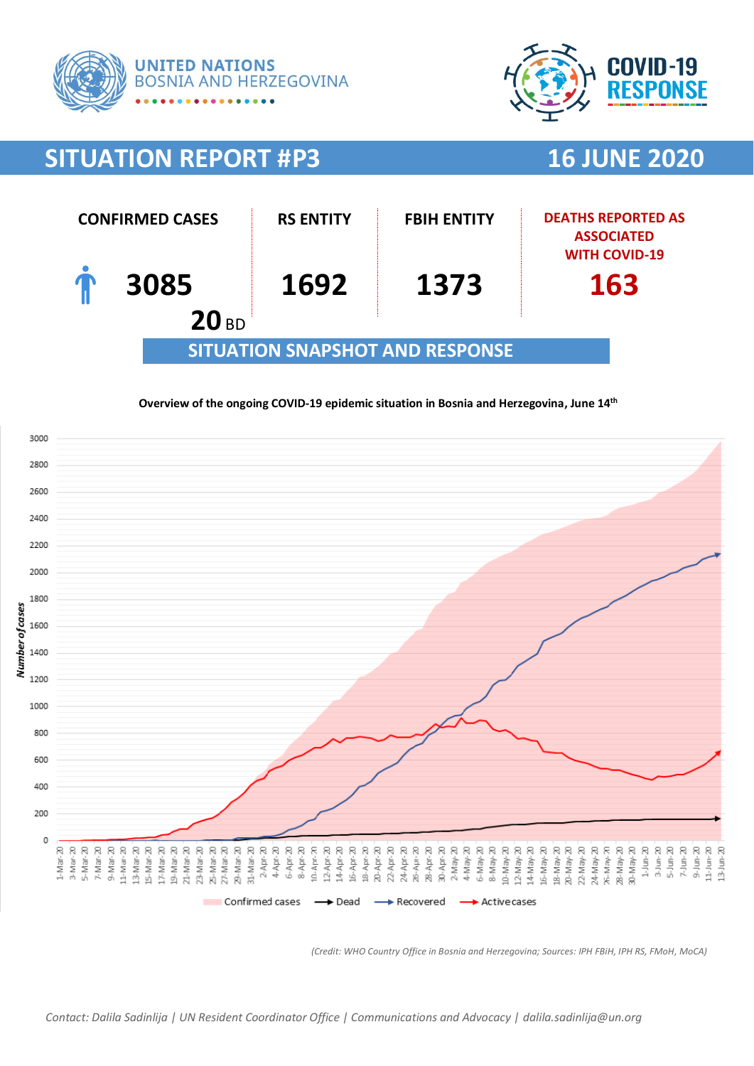UNITED NATIONS
BOSNIA AND HERZEGOVINA

COVID-19 RESPONSE

# SITUATION REPORT #P3 — 16 JUNE 2020

| CONFIRMED CASES | RS ENTITY | FBIH ENTITY | DEATHS REPORTED AS ASSOCIATED WITH COVID-19 |
|---|---|---|---|
| 3085 | 1692 | 1373 | 163 |
| 20 BD | | | |

## SITUATION SNAPSHOT AND RESPONSE

**Overview of the ongoing COVID-19 epidemic situation in Bosnia and Herzegovina, June 14th**

*(Credit: WHO Country Office in Bosnia and Herzegovina; Sources: IPH FBiH, IPH RS, FMoH, MoCA)*

*Contact: Dalila Sadinlija | UN Resident Coordinator Office | Communications and Advocacy | dalila.sadinlija@un.org*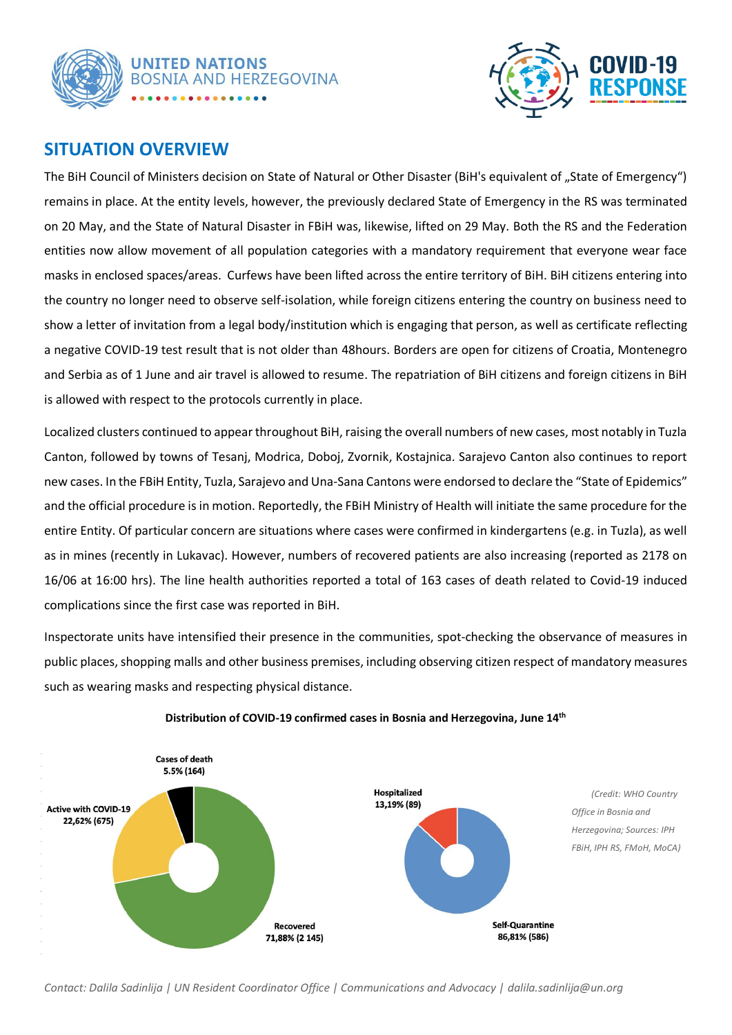## SITUATION OVERVIEW

The BiH Council of Ministers decision on State of Natural or Other Disaster (BiH's equivalent of „State of Emergency") remains in place. At the entity levels, however, the previously declared State of Emergency in the RS was terminated on 20 May, and the State of Natural Disaster in FBiH was, likewise, lifted on 29 May. Both the RS and the Federation entities now allow movement of all population categories with a mandatory requirement that everyone wear face masks in enclosed spaces/areas. Curfews have been lifted across the entire territory of BiH. BiH citizens entering into the country no longer need to observe self-isolation, while foreign citizens entering the country on business need to show a letter of invitation from a legal body/institution which is engaging that person, as well as certificate reflecting a negative COVID-19 test result that is not older than 48hours. Borders are open for citizens of Croatia, Montenegro and Serbia as of 1 June and air travel is allowed to resume. The repatriation of BiH citizens and foreign citizens in BiH is allowed with respect to the protocols currently in place.

Localized clusters continued to appear throughout BiH, raising the overall numbers of new cases, most notably in Tuzla Canton, followed by towns of Tesanj, Modrica, Doboj, Zvornik, Kostajnica. Sarajevo Canton also continues to report new cases. In the FBiH Entity, Tuzla, Sarajevo and Una-Sana Cantons were endorsed to declare the "State of Epidemics" and the official procedure is in motion. Reportedly, the FBiH Ministry of Health will initiate the same procedure for the entire Entity. Of particular concern are situations where cases were confirmed in kindergartens (e.g. in Tuzla), as well as in mines (recently in Lukavac). However, numbers of recovered patients are also increasing (reported as 2178 on 16/06 at 16:00 hrs). The line health authorities reported a total of 163 cases of death related to Covid-19 induced complications since the first case was reported in BiH.

Inspectorate units have intensified their presence in the communities, spot-checking the observance of measures in public places, shopping malls and other business premises, including observing citizen respect of mandatory measures such as wearing masks and respecting physical distance.

**Distribution of COVID-19 confirmed cases in Bosnia and Herzegovina, June 14th**

| Category | Share | Count |
| --- | --- | --- |
| Cases of death | 5.5% | 164 |
| Active with COVID-19 | 22,62% | 675 |
| Recovered | 71,88% | 2 145 |

| Active cases | Share | Count |
| --- | --- | --- |
| Hospitalized | 13,19% | 89 |
| Self-Quarantine | 86,81% | 586 |

*(Credit: WHO Country Office in Bosnia and Herzegovina; Sources: IPH FBiH, IPH RS, FMoH, MoCA)*

*Contact: Dalila Sadinlija | UN Resident Coordinator Office | Communications and Advocacy | dalila.sadinlija@un.org*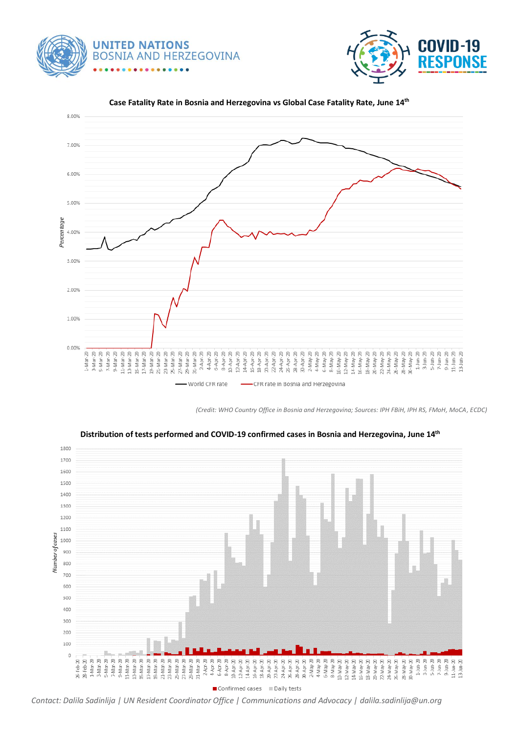**UNITED NATIONS**
**BOSNIA AND HERZEGOVINA**

**COVID-19 RESPONSE**

**Case Fatality Rate in Bosnia and Herzegovina vs Global Case Fatality Rate, June 14th**

World CFR rate — CFR rate in Bosnia and Herzegovina

*(Credit: WHO Country Office in Bosnia and Herzegovina; Sources: IPH FBiH, IPH RS, FMoH, MoCA, ECDC)*

**Distribution of tests performed and COVID-19 confirmed cases in Bosnia and Herzegovina, June 14th**

Confirmed cases — Daily tests

*Contact: Dalila Sadinlija | UN Resident Coordinator Office | Communications and Advocacy | dalila.sadinlija@un.org*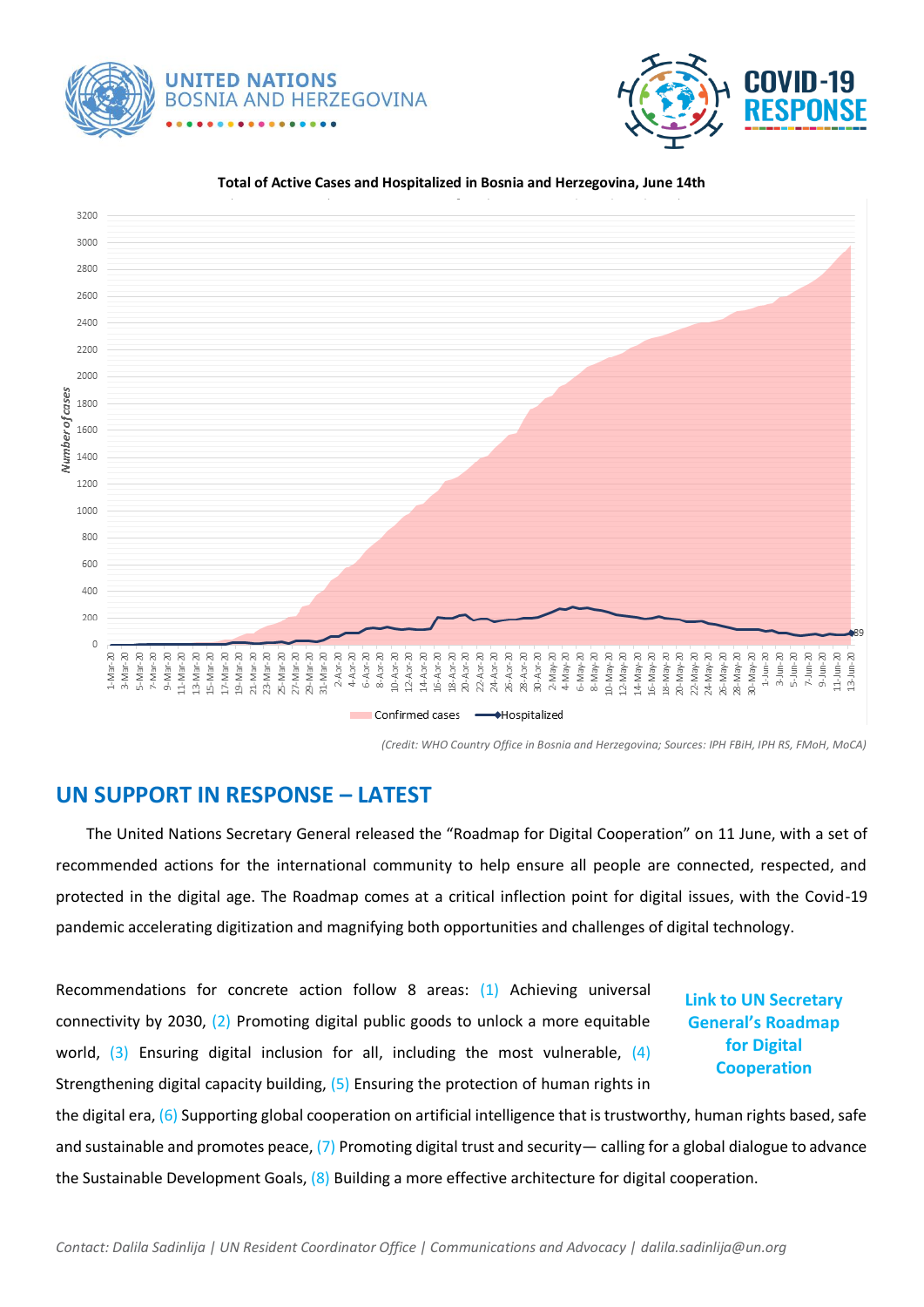**Total of Active Cases and Hospitalized in Bosnia and Herzegovina, June 14th**

*(Credit: WHO Country Office in Bosnia and Herzegovina; Sources: IPH FBiH, IPH RS, FMoH, MoCA)*

## UN SUPPORT IN RESPONSE – LATEST

The United Nations Secretary General released the "Roadmap for Digital Cooperation" on 11 June, with a set of recommended actions for the international community to help ensure all people are connected, respected, and protected in the digital age. The Roadmap comes at a critical inflection point for digital issues, with the Covid-19 pandemic accelerating digitization and magnifying both opportunities and challenges of digital technology.

Recommendations for concrete action follow 8 areas: (1) Achieving universal connectivity by 2030, (2) Promoting digital public goods to unlock a more equitable world, (3) Ensuring digital inclusion for all, including the most vulnerable, (4) Strengthening digital capacity building, (5) Ensuring the protection of human rights in the digital era, (6) Supporting global cooperation on artificial intelligence that is trustworthy, human rights based, safe and sustainable and promotes peace, (7) Promoting digital trust and security— calling for a global dialogue to advance the Sustainable Development Goals, (8) Building a more effective architecture for digital cooperation.

**Link to UN Secretary General's Roadmap for Digital Cooperation**

*Contact: Dalila Sadinlija | UN Resident Coordinator Office | Communications and Advocacy | dalila.sadinlija@un.org*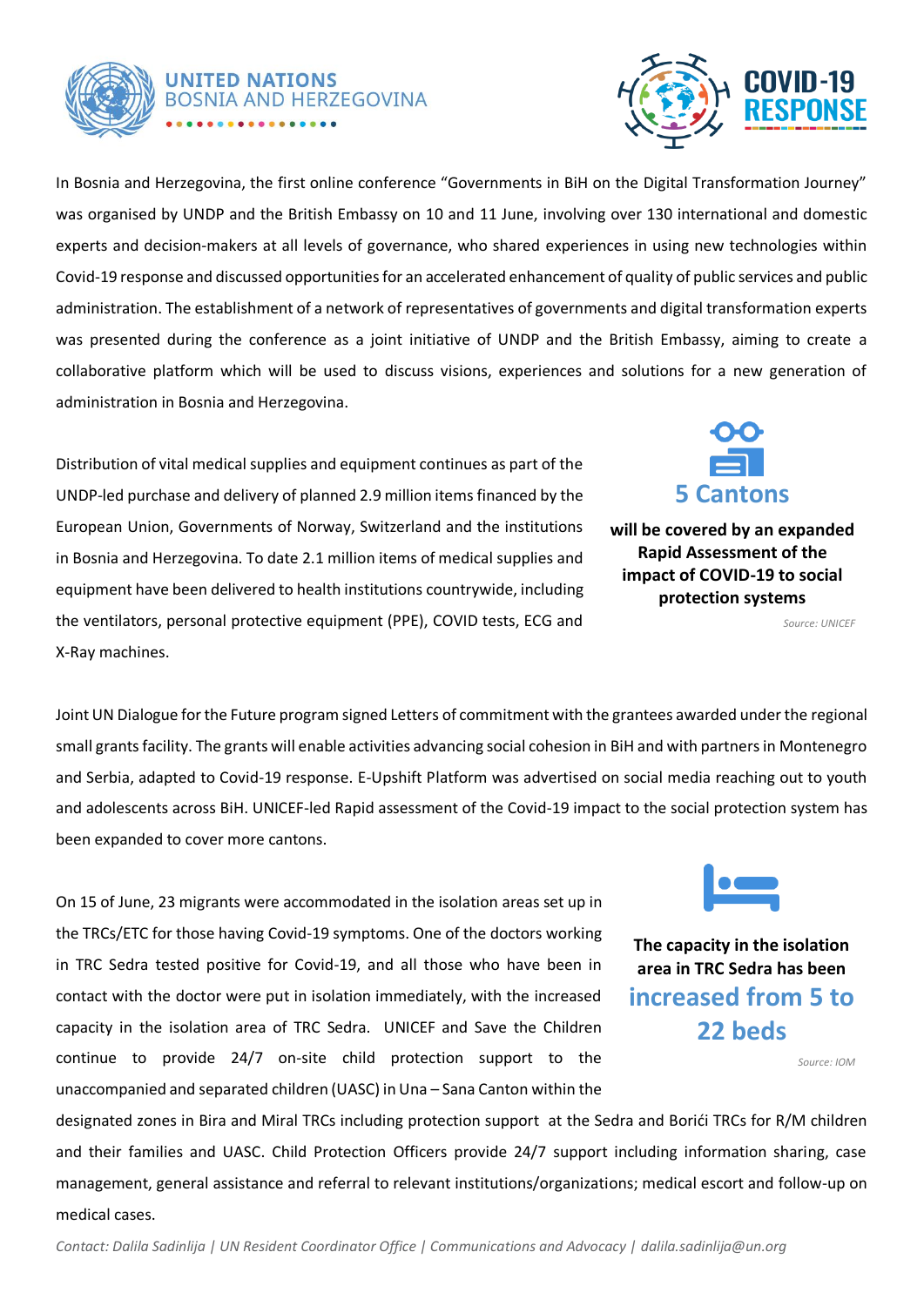In Bosnia and Herzegovina, the first online conference "Governments in BiH on the Digital Transformation Journey" was organised by UNDP and the British Embassy on 10 and 11 June, involving over 130 international and domestic experts and decision-makers at all levels of governance, who shared experiences in using new technologies within Covid-19 response and discussed opportunities for an accelerated enhancement of quality of public services and public administration. The establishment of a network of representatives of governments and digital transformation experts was presented during the conference as a joint initiative of UNDP and the British Embassy, aiming to create a collaborative platform which will be used to discuss visions, experiences and solutions for a new generation of administration in Bosnia and Herzegovina.

Distribution of vital medical supplies and equipment continues as part of the UNDP-led purchase and delivery of planned 2.9 million items financed by the European Union, Governments of Norway, Switzerland and the institutions in Bosnia and Herzegovina. To date 2.1 million items of medical supplies and equipment have been delivered to health institutions countrywide, including the ventilators, personal protective equipment (PPE), COVID tests, ECG and X-Ray machines.

**5 Cantons**

**will be covered by an expanded Rapid Assessment of the impact of COVID-19 to social protection systems**

*Source: UNICEF*

Joint UN Dialogue for the Future program signed Letters of commitment with the grantees awarded under the regional small grants facility. The grants will enable activities advancing social cohesion in BiH and with partners in Montenegro and Serbia, adapted to Covid-19 response. E-Upshift Platform was advertised on social media reaching out to youth and adolescents across BiH. UNICEF-led Rapid assessment of the Covid-19 impact to the social protection system has been expanded to cover more cantons.

On 15 of June, 23 migrants were accommodated in the isolation areas set up in the TRCs/ETC for those having Covid-19 symptoms. One of the doctors working in TRC Sedra tested positive for Covid-19, and all those who have been in contact with the doctor were put in isolation immediately, with the increased capacity in the isolation area of TRC Sedra. UNICEF and Save the Children continue to provide 24/7 on-site child protection support to the unaccompanied and separated children (UASC) in Una – Sana Canton within the designated zones in Bira and Miral TRCs including protection support at the Sedra and Borići TRCs for R/M children and their families and UASC. Child Protection Officers provide 24/7 support including information sharing, case management, general assistance and referral to relevant institutions/organizations; medical escort and follow-up on medical cases.

**The capacity in the isolation area in TRC Sedra has been increased from 5 to 22 beds**

*Source: IOM*

*Contact: Dalila Sadinlija | UN Resident Coordinator Office | Communications and Advocacy | dalila.sadinlija@un.org*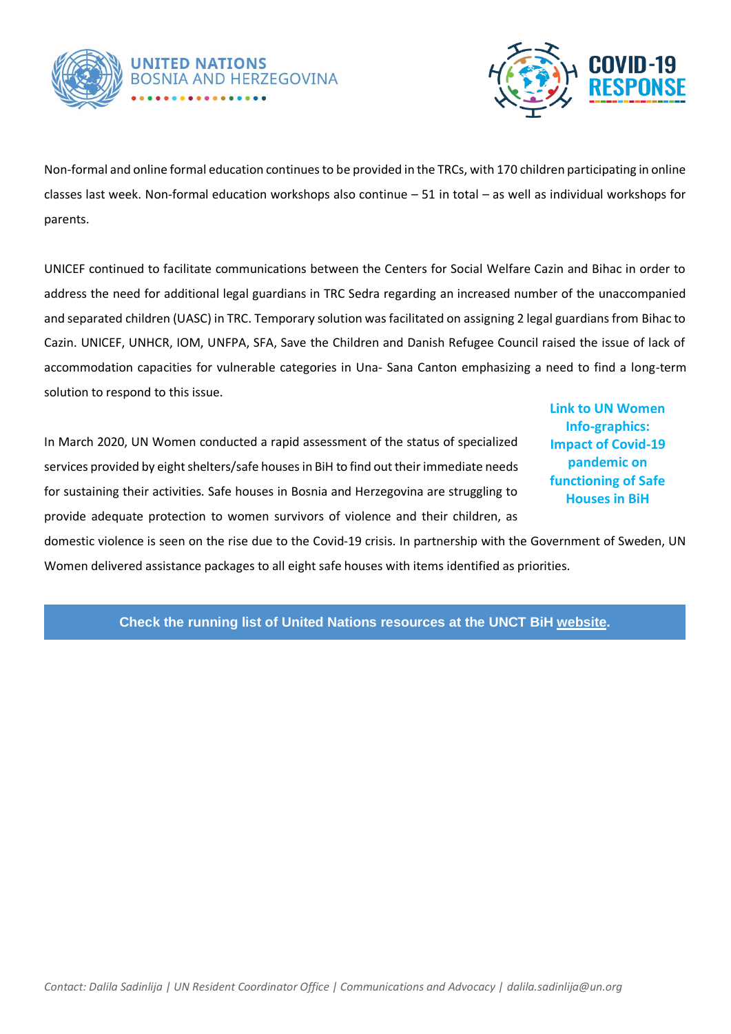Non-formal and online formal education continues to be provided in the TRCs, with 170 children participating in online classes last week. Non-formal education workshops also continue – 51 in total – as well as individual workshops for parents.

UNICEF continued to facilitate communications between the Centers for Social Welfare Cazin and Bihac in order to address the need for additional legal guardians in TRC Sedra regarding an increased number of the unaccompanied and separated children (UASC) in TRC. Temporary solution was facilitated on assigning 2 legal guardians from Bihac to Cazin. UNICEF, UNHCR, IOM, UNFPA, SFA, Save the Children and Danish Refugee Council raised the issue of lack of accommodation capacities for vulnerable categories in Una- Sana Canton emphasizing a need to find a long-term solution to respond to this issue.

**Link to UN Women Info-graphics: Impact of Covid-19 pandemic on functioning of Safe Houses in BiH**

In March 2020, UN Women conducted a rapid assessment of the status of specialized services provided by eight shelters/safe houses in BiH to find out their immediate needs for sustaining their activities. Safe houses in Bosnia and Herzegovina are struggling to provide adequate protection to women survivors of violence and their children, as domestic violence is seen on the rise due to the Covid-19 crisis. In partnership with the Government of Sweden, UN Women delivered assistance packages to all eight safe houses with items identified as priorities.

**Check the running list of United Nations resources at the UNCT BiH website.**

*Contact: Dalila Sadinlija | UN Resident Coordinator Office | Communications and Advocacy | dalila.sadinlija@un.org*